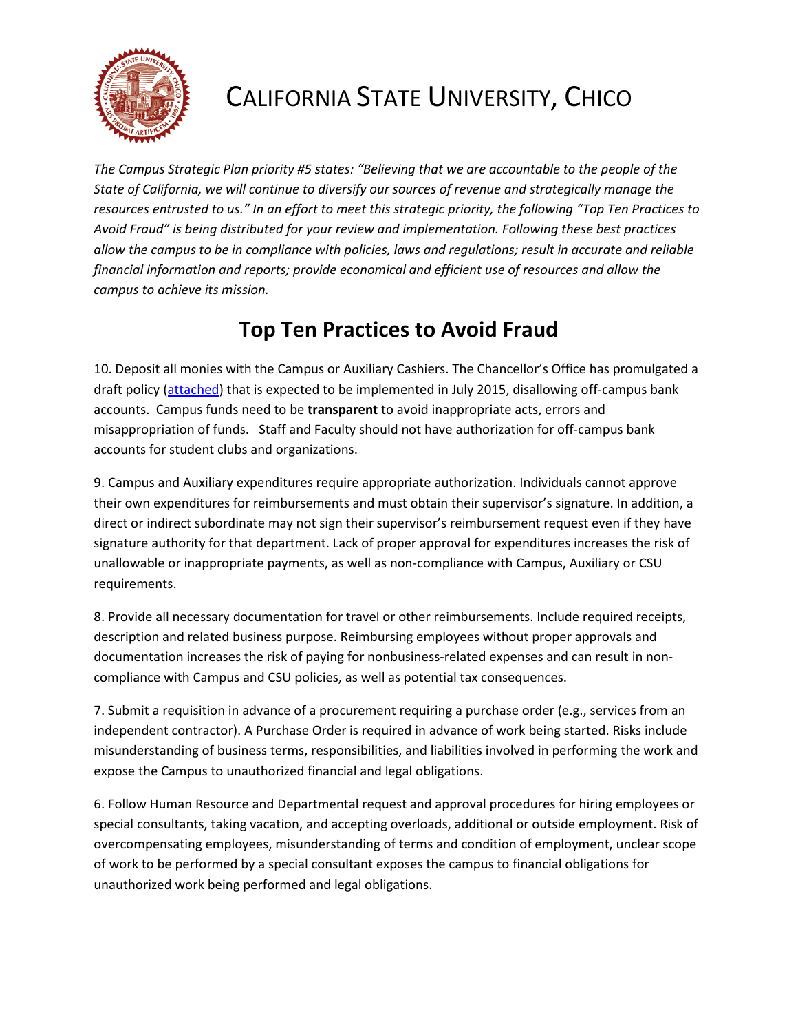# CALIFORNIA STATE UNIVERSITY, CHICO

*The Campus Strategic Plan priority #5 states: "Believing that we are accountable to the people of the State of California, we will continue to diversify our sources of revenue and strategically manage the resources entrusted to us." In an effort to meet this strategic priority, the following "Top Ten Practices to Avoid Fraud" is being distributed for your review and implementation. Following these best practices allow the campus to be in compliance with policies, laws and regulations; result in accurate and reliable financial information and reports; provide economical and efficient use of resources and allow the campus to achieve its mission.*

## Top Ten Practices to Avoid Fraud

10. Deposit all monies with the Campus or Auxiliary Cashiers. The Chancellor's Office has promulgated a draft policy (attached) that is expected to be implemented in July 2015, disallowing off-campus bank accounts. Campus funds need to be **transparent** to avoid inappropriate acts, errors and misappropriation of funds. Staff and Faculty should not have authorization for off-campus bank accounts for student clubs and organizations.

9. Campus and Auxiliary expenditures require appropriate authorization. Individuals cannot approve their own expenditures for reimbursements and must obtain their supervisor's signature. In addition, a direct or indirect subordinate may not sign their supervisor's reimbursement request even if they have signature authority for that department. Lack of proper approval for expenditures increases the risk of unallowable or inappropriate payments, as well as non-compliance with Campus, Auxiliary or CSU requirements.

8. Provide all necessary documentation for travel or other reimbursements. Include required receipts, description and related business purpose. Reimbursing employees without proper approvals and documentation increases the risk of paying for nonbusiness-related expenses and can result in non-compliance with Campus and CSU policies, as well as potential tax consequences.

7. Submit a requisition in advance of a procurement requiring a purchase order (e.g., services from an independent contractor). A Purchase Order is required in advance of work being started. Risks include misunderstanding of business terms, responsibilities, and liabilities involved in performing the work and expose the Campus to unauthorized financial and legal obligations.

6. Follow Human Resource and Departmental request and approval procedures for hiring employees or special consultants, taking vacation, and accepting overloads, additional or outside employment. Risk of overcompensating employees, misunderstanding of terms and condition of employment, unclear scope of work to be performed by a special consultant exposes the campus to financial obligations for unauthorized work being performed and legal obligations.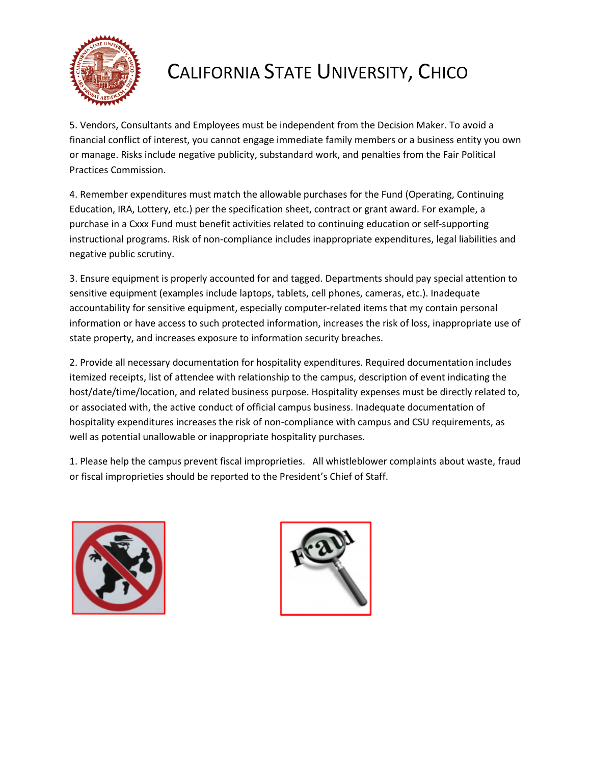# CALIFORNIA STATE UNIVERSITY, CHICO

5. Vendors, Consultants and Employees must be independent from the Decision Maker. To avoid a financial conflict of interest, you cannot engage immediate family members or a business entity you own or manage. Risks include negative publicity, substandard work, and penalties from the Fair Political Practices Commission.

4. Remember expenditures must match the allowable purchases for the Fund (Operating, Continuing Education, IRA, Lottery, etc.) per the specification sheet, contract or grant award. For example, a purchase in a Cxxx Fund must benefit activities related to continuing education or self-supporting instructional programs. Risk of non-compliance includes inappropriate expenditures, legal liabilities and negative public scrutiny.

3. Ensure equipment is properly accounted for and tagged. Departments should pay special attention to sensitive equipment (examples include laptops, tablets, cell phones, cameras, etc.). Inadequate accountability for sensitive equipment, especially computer-related items that my contain personal information or have access to such protected information, increases the risk of loss, inappropriate use of state property, and increases exposure to information security breaches.

2. Provide all necessary documentation for hospitality expenditures. Required documentation includes itemized receipts, list of attendee with relationship to the campus, description of event indicating the host/date/time/location, and related business purpose. Hospitality expenses must be directly related to, or associated with, the active conduct of official campus business. Inadequate documentation of hospitality expenditures increases the risk of non-compliance with campus and CSU requirements, as well as potential unallowable or inappropriate hospitality purchases.

1. Please help the campus prevent fiscal improprieties. All whistleblower complaints about waste, fraud or fiscal improprieties should be reported to the President's Chief of Staff.